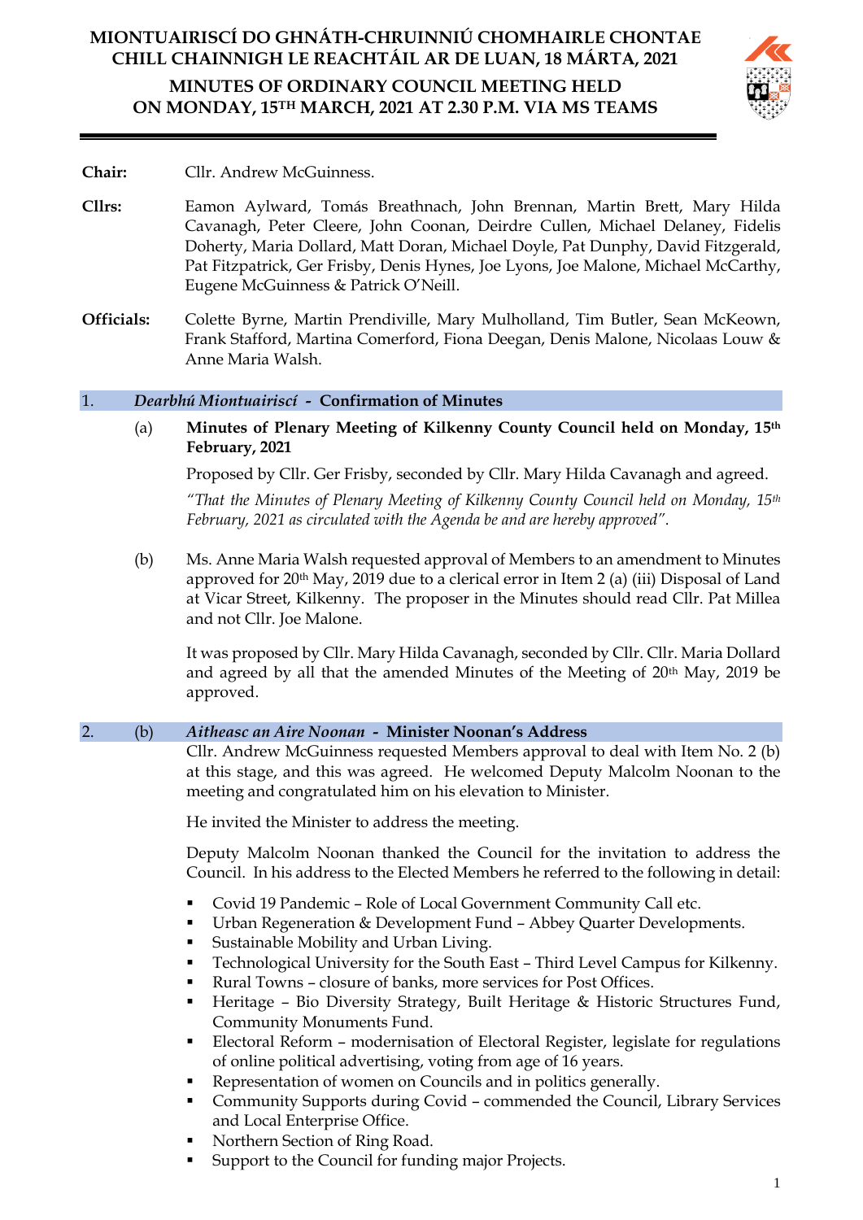# MIONTUAIRISCÍ DO GHNÁTH-CHRUINNIÚ CHOMHAIRLE CHONTAE CHILL CHAINNIGH LE REACHTÁIL AR DE LUAN, 18 MÁRTA, 2021

# MINUTES OF ORDINARY COUNCIL MEETING HELD ON MONDAY, 15TH MARCH, 2021 AT 2.30 P.M. VIA MS TEAMS

**Chair:** Cllr. Andrew McGuinness.

**Cllrs:** Eamon Aylward, Tomás Breathnach, John Brennan, Martin Brett, Mary Hilda Cavanagh, Peter Cleere, John Coonan, Deirdre Cullen, Michael Delaney, Fidelis Doherty, Maria Dollard, Matt Doran, Michael Doyle, Pat Dunphy, David Fitzgerald, Pat Fitzpatrick, Ger Frisby, Denis Hynes, Joe Lyons, Joe Malone, Michael McCarthy, Eugene McGuinness & Patrick O'Neill.

**Officials:** Colette Byrne, Martin Prendiville, Mary Mulholland, Tim Butler, Sean McKeown, Frank Stafford, Martina Comerford, Fiona Deegan, Denis Malone, Nicolaas Louw & Anne Maria Walsh.

## 1. *Dearbhú Miontuairiscí* - Confirmation of Minutes

(a) **Minutes of Plenary Meeting of Kilkenny County Council held on Monday, 15th February, 2021**

Proposed by Cllr. Ger Frisby, seconded by Cllr. Mary Hilda Cavanagh and agreed.

*"That the Minutes of Plenary Meeting of Kilkenny County Council held on Monday, 15th February, 2021 as circulated with the Agenda be and are hereby approved".*

(b) Ms. Anne Maria Walsh requested approval of Members to an amendment to Minutes approved for 20th May, 2019 due to a clerical error in Item 2 (a) (iii) Disposal of Land at Vicar Street, Kilkenny. The proposer in the Minutes should read Cllr. Pat Millea and not Cllr. Joe Malone.

It was proposed by Cllr. Mary Hilda Cavanagh, seconded by Cllr. Cllr. Maria Dollard and agreed by all that the amended Minutes of the Meeting of 20th May, 2019 be approved.

## 2. (b) *Aitheasc an Aire Noonan* - Minister Noonan's Address

Cllr. Andrew McGuinness requested Members approval to deal with Item No. 2 (b) at this stage, and this was agreed. He welcomed Deputy Malcolm Noonan to the meeting and congratulated him on his elevation to Minister.

He invited the Minister to address the meeting.

Deputy Malcolm Noonan thanked the Council for the invitation to address the Council. In his address to the Elected Members he referred to the following in detail:

- Covid 19 Pandemic – Role of Local Government Community Call etc.
- Urban Regeneration & Development Fund – Abbey Quarter Developments.
- Sustainable Mobility and Urban Living.
- Technological University for the South East – Third Level Campus for Kilkenny.
- Rural Towns – closure of banks, more services for Post Offices.
- Heritage – Bio Diversity Strategy, Built Heritage & Historic Structures Fund, Community Monuments Fund.
- Electoral Reform – modernisation of Electoral Register, legislate for regulations of online political advertising, voting from age of 16 years.
- Representation of women on Councils and in politics generally.
- Community Supports during Covid – commended the Council, Library Services and Local Enterprise Office.
- Northern Section of Ring Road.
- Support to the Council for funding major Projects.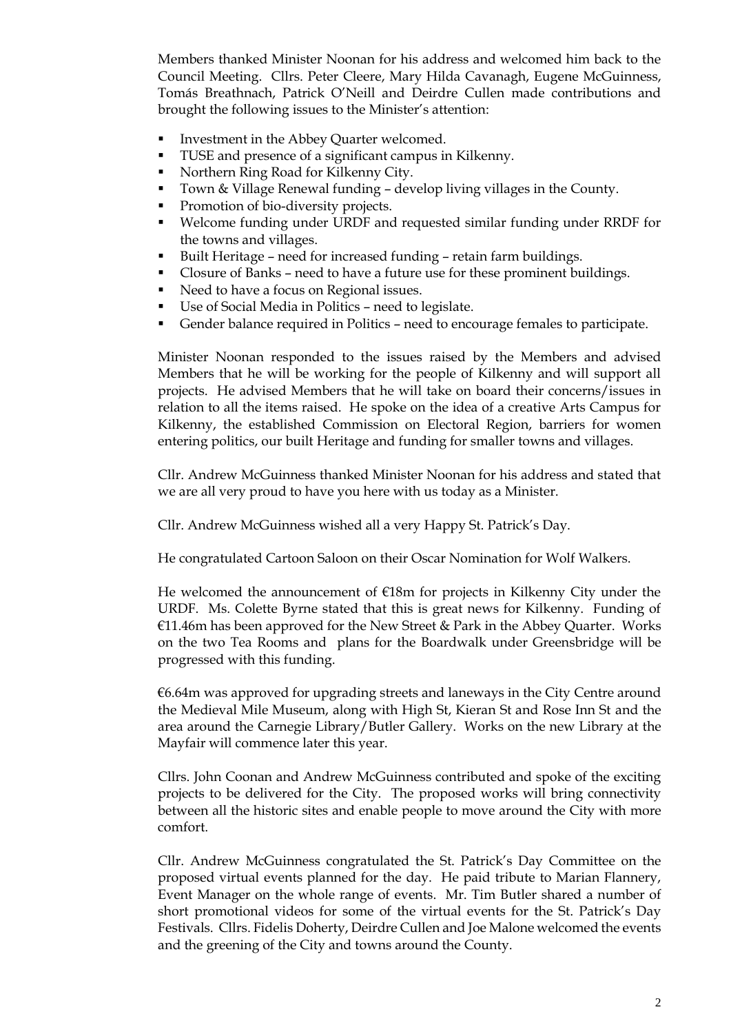Members thanked Minister Noonan for his address and welcomed him back to the Council Meeting. Cllrs. Peter Cleere, Mary Hilda Cavanagh, Eugene McGuinness, Tomás Breathnach, Patrick O'Neill and Deirdre Cullen made contributions and brought the following issues to the Minister's attention:

- Investment in the Abbey Quarter welcomed.
- TUSE and presence of a significant campus in Kilkenny.
- Northern Ring Road for Kilkenny City.
- Town & Village Renewal funding – develop living villages in the County.
- Promotion of bio-diversity projects.
- Welcome funding under URDF and requested similar funding under RRDF for the towns and villages.
- Built Heritage – need for increased funding – retain farm buildings.
- Closure of Banks – need to have a future use for these prominent buildings.
- Need to have a focus on Regional issues.
- Use of Social Media in Politics – need to legislate.
- Gender balance required in Politics – need to encourage females to participate.

Minister Noonan responded to the issues raised by the Members and advised Members that he will be working for the people of Kilkenny and will support all projects. He advised Members that he will take on board their concerns/issues in relation to all the items raised. He spoke on the idea of a creative Arts Campus for Kilkenny, the established Commission on Electoral Region, barriers for women entering politics, our built Heritage and funding for smaller towns and villages.

Cllr. Andrew McGuinness thanked Minister Noonan for his address and stated that we are all very proud to have you here with us today as a Minister.

Cllr. Andrew McGuinness wished all a very Happy St. Patrick's Day.

He congratulated Cartoon Saloon on their Oscar Nomination for Wolf Walkers.

He welcomed the announcement of €18m for projects in Kilkenny City under the URDF. Ms. Colette Byrne stated that this is great news for Kilkenny. Funding of €11.46m has been approved for the New Street & Park in the Abbey Quarter. Works on the two Tea Rooms and plans for the Boardwalk under Greensbridge will be progressed with this funding.

€6.64m was approved for upgrading streets and laneways in the City Centre around the Medieval Mile Museum, along with High St, Kieran St and Rose Inn St and the area around the Carnegie Library/Butler Gallery. Works on the new Library at the Mayfair will commence later this year.

Cllrs. John Coonan and Andrew McGuinness contributed and spoke of the exciting projects to be delivered for the City. The proposed works will bring connectivity between all the historic sites and enable people to move around the City with more comfort.

Cllr. Andrew McGuinness congratulated the St. Patrick's Day Committee on the proposed virtual events planned for the day. He paid tribute to Marian Flannery, Event Manager on the whole range of events. Mr. Tim Butler shared a number of short promotional videos for some of the virtual events for the St. Patrick's Day Festivals. Cllrs. Fidelis Doherty, Deirdre Cullen and Joe Malone welcomed the events and the greening of the City and towns around the County.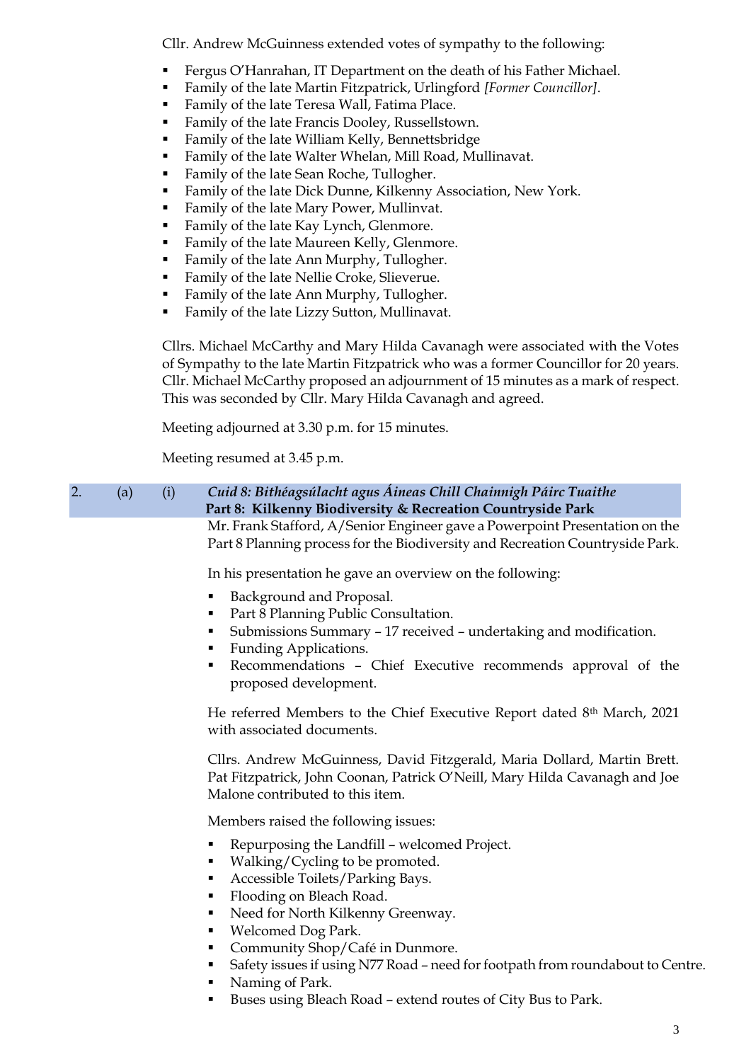Cllr. Andrew McGuinness extended votes of sympathy to the following:

- Fergus O'Hanrahan, IT Department on the death of his Father Michael.
- Family of the late Martin Fitzpatrick, Urlingford *[Former Councillor]*.
- Family of the late Teresa Wall, Fatima Place.
- Family of the late Francis Dooley, Russellstown.
- Family of the late William Kelly, Bennettsbridge
- Family of the late Walter Whelan, Mill Road, Mullinavat.
- Family of the late Sean Roche, Tullogher.
- Family of the late Dick Dunne, Kilkenny Association, New York.
- Family of the late Mary Power, Mullinvat.
- Family of the late Kay Lynch, Glenmore.
- Family of the late Maureen Kelly, Glenmore.
- Family of the late Ann Murphy, Tullogher.
- Family of the late Nellie Croke, Slieverue.
- Family of the late Ann Murphy, Tullogher.
- Family of the late Lizzy Sutton, Mullinavat.

Cllrs. Michael McCarthy and Mary Hilda Cavanagh were associated with the Votes of Sympathy to the late Martin Fitzpatrick who was a former Councillor for 20 years. Cllr. Michael McCarthy proposed an adjournment of 15 minutes as a mark of respect. This was seconded by Cllr. Mary Hilda Cavanagh and agreed.

Meeting adjourned at 3.30 p.m. for 15 minutes.

Meeting resumed at 3.45 p.m.

## 2. (a) (i) *Cuid 8: Bithéagsúlacht agus Áineas Chill Chainnigh Páirc Tuaithe* **Part 8: Kilkenny Biodiversity & Recreation Countryside Park**

Mr. Frank Stafford, A/Senior Engineer gave a Powerpoint Presentation on the Part 8 Planning process for the Biodiversity and Recreation Countryside Park.

In his presentation he gave an overview on the following:

- Background and Proposal.
- Part 8 Planning Public Consultation.
- Submissions Summary – 17 received – undertaking and modification.
- Funding Applications.
- Recommendations – Chief Executive recommends approval of the proposed development.

He referred Members to the Chief Executive Report dated 8th March, 2021 with associated documents.

Cllrs. Andrew McGuinness, David Fitzgerald, Maria Dollard, Martin Brett. Pat Fitzpatrick, John Coonan, Patrick O'Neill, Mary Hilda Cavanagh and Joe Malone contributed to this item.

Members raised the following issues:

- Repurposing the Landfill – welcomed Project.
- Walking/Cycling to be promoted.
- Accessible Toilets/Parking Bays.
- Flooding on Bleach Road.
- Need for North Kilkenny Greenway.
- Welcomed Dog Park.
- Community Shop/Café in Dunmore.
- Safety issues if using N77 Road – need for footpath from roundabout to Centre.
- Naming of Park.
- Buses using Bleach Road – extend routes of City Bus to Park.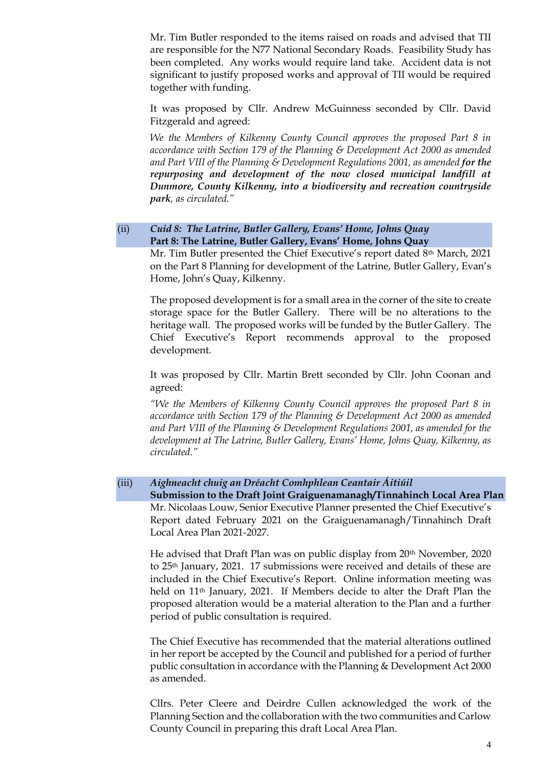Mr. Tim Butler responded to the items raised on roads and advised that TII are responsible for the N77 National Secondary Roads. Feasibility Study has been completed. Any works would require land take. Accident data is not significant to justify proposed works and approval of TII would be required together with funding.

It was proposed by Cllr. Andrew McGuinness seconded by Cllr. David Fitzgerald and agreed:

*We the Members of Kilkenny County Council approves the proposed Part 8 in accordance with Section 179 of the Planning & Development Act 2000 as amended and Part VIII of the Planning & Development Regulations 2001, as amended* ***for the repurposing and development of the now closed municipal landfill at Dunmore, County Kilkenny, into a biodiversity and recreation countryside park****, as circulated."*

## (ii) *Cuid 8: The Latrine, Butler Gallery, Evans' Home, Johns Quay* **Part 8: The Latrine, Butler Gallery, Evans' Home, Johns Quay**

Mr. Tim Butler presented the Chief Executive's report dated 8th March, 2021 on the Part 8 Planning for development of the Latrine, Butler Gallery, Evan's Home, John's Quay, Kilkenny.

The proposed development is for a small area in the corner of the site to create storage space for the Butler Gallery. There will be no alterations to the heritage wall. The proposed works will be funded by the Butler Gallery. The Chief Executive's Report recommends approval to the proposed development.

It was proposed by Cllr. Martin Brett seconded by Cllr. John Coonan and agreed:

*"We the Members of Kilkenny County Council approves the proposed Part 8 in accordance with Section 179 of the Planning & Development Act 2000 as amended and Part VIII of the Planning & Development Regulations 2001, as amended for the development at The Latrine, Butler Gallery, Evans' Home, Johns Quay, Kilkenny, as circulated."*

## (iii) *Aighneacht chuig an Dréacht Comhphlean Ceantair Áitiúil* **Submission to the Draft Joint Graiguenamanagh/Tinnahinch Local Area Plan**

Mr. Nicolaas Louw, Senior Executive Planner presented the Chief Executive's Report dated February 2021 on the Graiguenamanagh/Tinnahinch Draft Local Area Plan 2021-2027.

He advised that Draft Plan was on public display from 20th November, 2020 to 25th January, 2021. 17 submissions were received and details of these are included in the Chief Executive's Report. Online information meeting was held on 11th January, 2021. If Members decide to alter the Draft Plan the proposed alteration would be a material alteration to the Plan and a further period of public consultation is required.

The Chief Executive has recommended that the material alterations outlined in her report be accepted by the Council and published for a period of further public consultation in accordance with the Planning & Development Act 2000 as amended.

Cllrs. Peter Cleere and Deirdre Cullen acknowledged the work of the Planning Section and the collaboration with the two communities and Carlow County Council in preparing this draft Local Area Plan.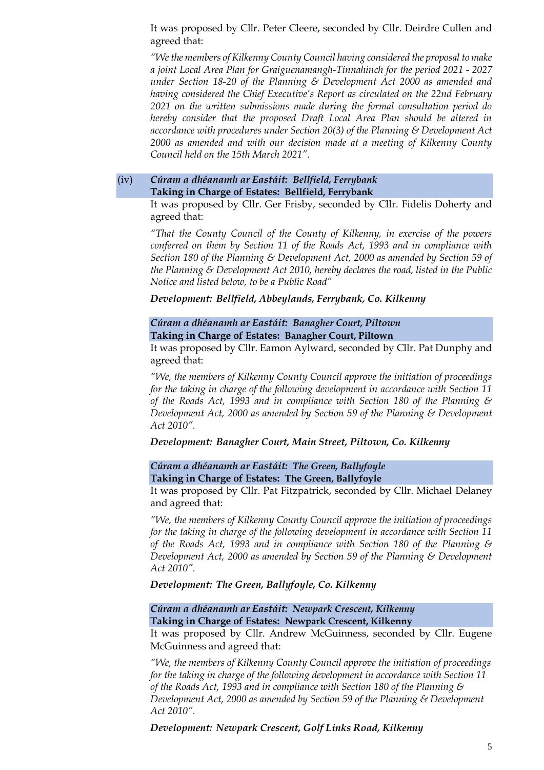It was proposed by Cllr. Peter Cleere, seconded by Cllr. Deirdre Cullen and agreed that:

*"We the members of Kilkenny County Council having considered the proposal to make a joint Local Area Plan for Graiguenamangh-Tinnahinch for the period 2021 - 2027 under Section 18-20 of the Planning & Development Act 2000 as amended and having considered the Chief Executive's Report as circulated on the 22nd February 2021 on the written submissions made during the formal consultation period do hereby consider that the proposed Draft Local Area Plan should be altered in accordance with procedures under Section 20(3) of the Planning & Development Act 2000 as amended and with our decision made at a meeting of Kilkenny County Council held on the 15th March 2021".*

(iv) ***Cúram a dhéanamh ar Eastáit: Bellfield, Ferrybank***
**Taking in Charge of Estates: Bellfield, Ferrybank**

It was proposed by Cllr. Ger Frisby, seconded by Cllr. Fidelis Doherty and agreed that:

*"That the County Council of the County of Kilkenny, in exercise of the powers conferred on them by Section 11 of the Roads Act, 1993 and in compliance with Section 180 of the Planning & Development Act, 2000 as amended by Section 59 of the Planning & Development Act 2010, hereby declares the road, listed in the Public Notice and listed below, to be a Public Road"*

***Development: Bellfield, Abbeylands, Ferrybank, Co. Kilkenny***

***Cúram a dhéanamh ar Eastáit: Banagher Court, Piltown***
**Taking in Charge of Estates: Banagher Court, Piltown**

It was proposed by Cllr. Eamon Aylward, seconded by Cllr. Pat Dunphy and agreed that:

*"We, the members of Kilkenny County Council approve the initiation of proceedings for the taking in charge of the following development in accordance with Section 11 of the Roads Act, 1993 and in compliance with Section 180 of the Planning & Development Act, 2000 as amended by Section 59 of the Planning & Development Act 2010".*

***Development: Banagher Court, Main Street, Piltown, Co. Kilkenny***

***Cúram a dhéanamh ar Eastáit: The Green, Ballyfoyle***
**Taking in Charge of Estates: The Green, Ballyfoyle**

It was proposed by Cllr. Pat Fitzpatrick, seconded by Cllr. Michael Delaney and agreed that:

*"We, the members of Kilkenny County Council approve the initiation of proceedings for the taking in charge of the following development in accordance with Section 11 of the Roads Act, 1993 and in compliance with Section 180 of the Planning & Development Act, 2000 as amended by Section 59 of the Planning & Development Act 2010".*

***Development: The Green, Ballyfoyle, Co. Kilkenny***

***Cúram a dhéanamh ar Eastáit: Newpark Crescent, Kilkenny***
**Taking in Charge of Estates: Newpark Crescent, Kilkenny**

It was proposed by Cllr. Andrew McGuinness, seconded by Cllr. Eugene McGuinness and agreed that:

*"We, the members of Kilkenny County Council approve the initiation of proceedings for the taking in charge of the following development in accordance with Section 11 of the Roads Act, 1993 and in compliance with Section 180 of the Planning & Development Act, 2000 as amended by Section 59 of the Planning & Development Act 2010".*

***Development: Newpark Crescent, Golf Links Road, Kilkenny***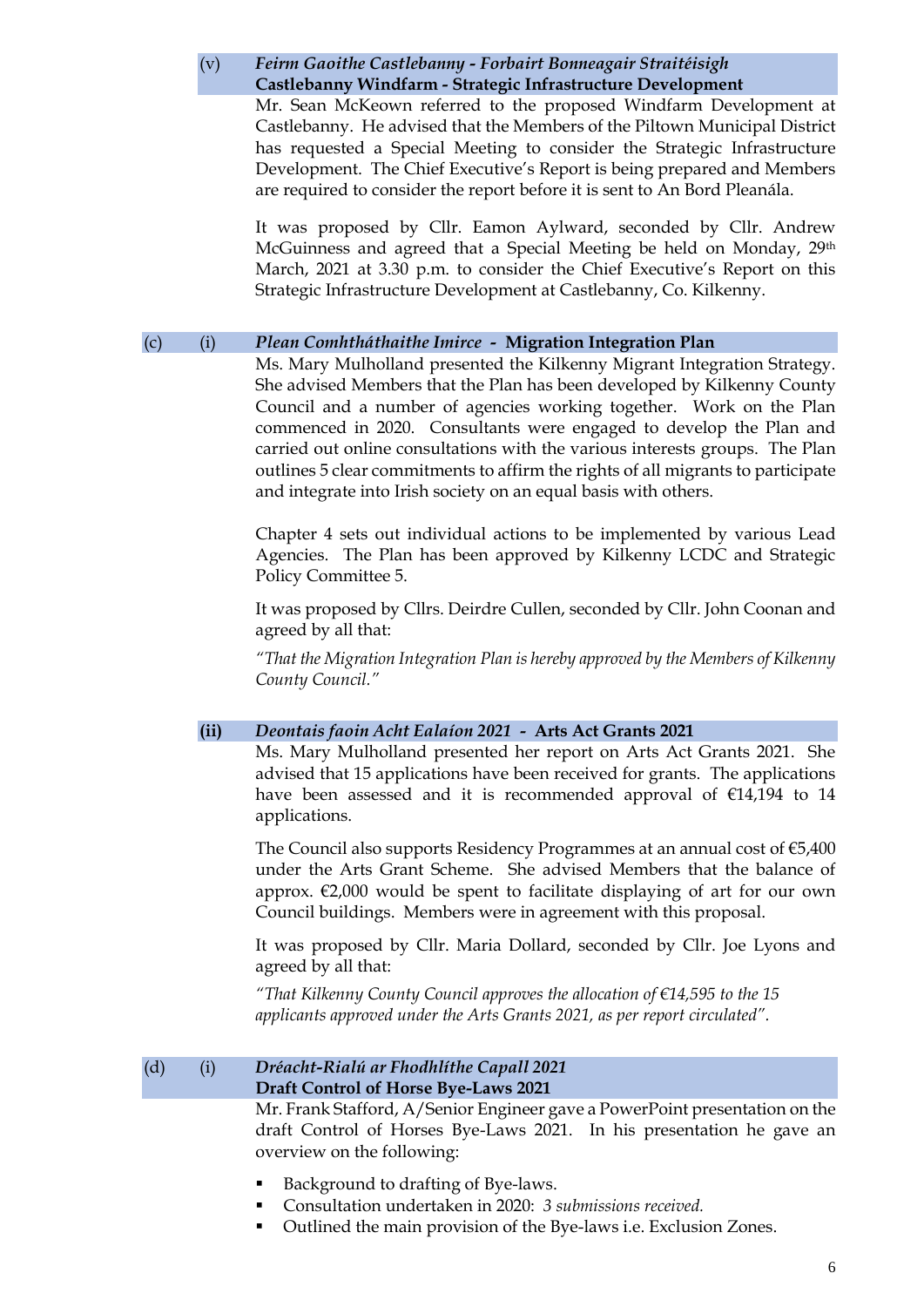(v) ***Feirm Gaoithe Castlebanny - Forbairt Bonneagair Straitéisigh***
**Castlebanny Windfarm - Strategic Infrastructure Development**

Mr. Sean McKeown referred to the proposed Windfarm Development at Castlebanny. He advised that the Members of the Piltown Municipal District has requested a Special Meeting to consider the Strategic Infrastructure Development. The Chief Executive's Report is being prepared and Members are required to consider the report before it is sent to An Bord Pleanála.

It was proposed by Cllr. Eamon Aylward, seconded by Cllr. Andrew McGuinness and agreed that a Special Meeting be held on Monday, 29th March, 2021 at 3.30 p.m. to consider the Chief Executive's Report on this Strategic Infrastructure Development at Castlebanny, Co. Kilkenny.

(c) (i) ***Plean Comhtháthaithe Imirce*** **- Migration Integration Plan**

Ms. Mary Mulholland presented the Kilkenny Migrant Integration Strategy. She advised Members that the Plan has been developed by Kilkenny County Council and a number of agencies working together. Work on the Plan commenced in 2020. Consultants were engaged to develop the Plan and carried out online consultations with the various interests groups. The Plan outlines 5 clear commitments to affirm the rights of all migrants to participate and integrate into Irish society on an equal basis with others.

Chapter 4 sets out individual actions to be implemented by various Lead Agencies. The Plan has been approved by Kilkenny LCDC and Strategic Policy Committee 5.

It was proposed by Cllrs. Deirdre Cullen, seconded by Cllr. John Coonan and agreed by all that:

*"That the Migration Integration Plan is hereby approved by the Members of Kilkenny County Council."*

**(ii)** ***Deontais faoin Acht Ealaíon 2021*** **- Arts Act Grants 2021**

Ms. Mary Mulholland presented her report on Arts Act Grants 2021. She advised that 15 applications have been received for grants. The applications have been assessed and it is recommended approval of €14,194 to 14 applications.

The Council also supports Residency Programmes at an annual cost of €5,400 under the Arts Grant Scheme. She advised Members that the balance of approx. €2,000 would be spent to facilitate displaying of art for our own Council buildings. Members were in agreement with this proposal.

It was proposed by Cllr. Maria Dollard, seconded by Cllr. Joe Lyons and agreed by all that:

*"That Kilkenny County Council approves the allocation of €14,595 to the 15 applicants approved under the Arts Grants 2021, as per report circulated".*

(d) (i) ***Dréacht-Rialú ar Fhodhlíthe Capall 2021***
**Draft Control of Horse Bye-Laws 2021**

Mr. Frank Stafford, A/Senior Engineer gave a PowerPoint presentation on the draft Control of Horses Bye-Laws 2021. In his presentation he gave an overview on the following:

- Background to drafting of Bye-laws.
- Consultation undertaken in 2020: *3 submissions received.*
- Outlined the main provision of the Bye-laws i.e. Exclusion Zones.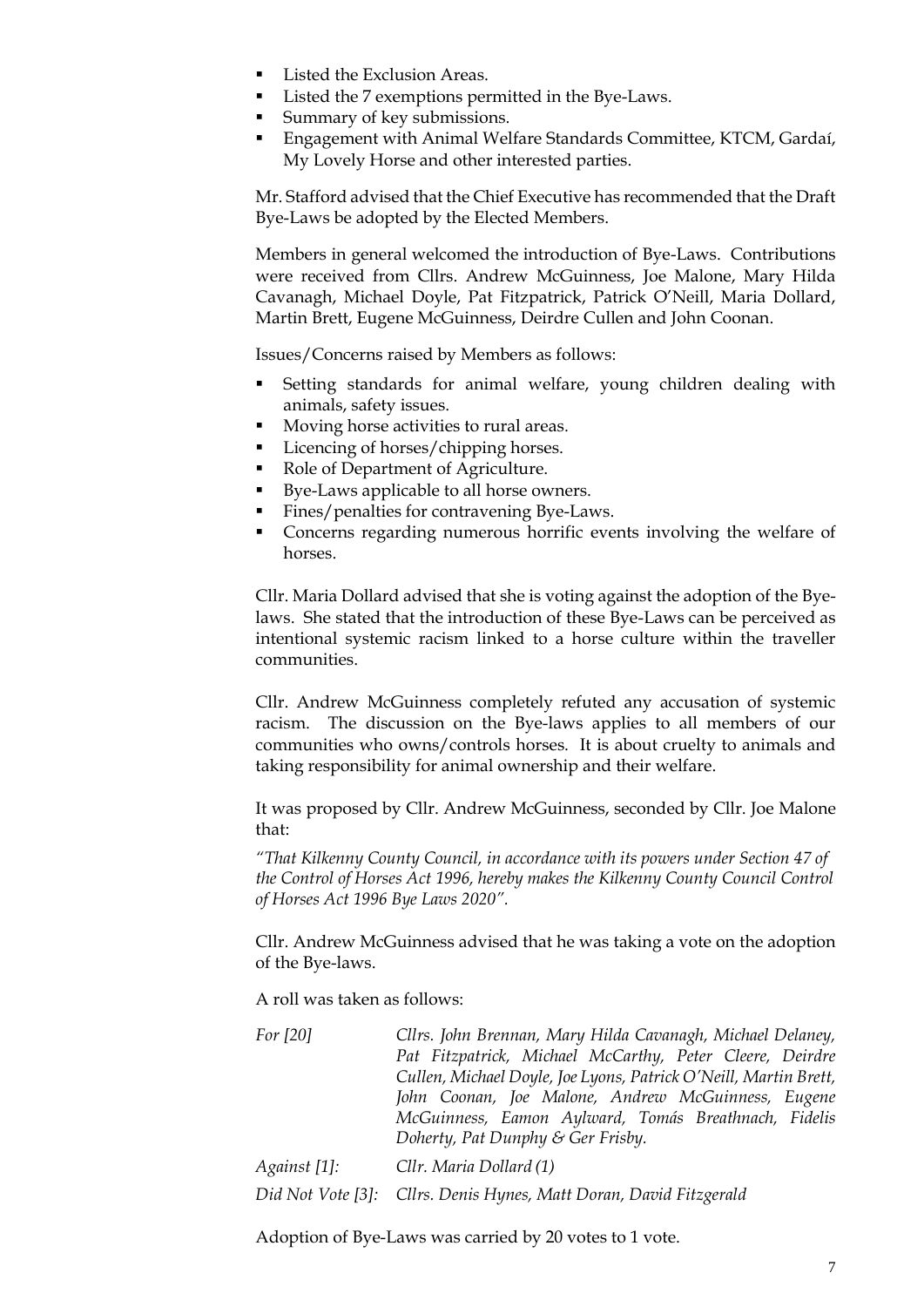- Listed the Exclusion Areas.
- Listed the 7 exemptions permitted in the Bye-Laws.
- Summary of key submissions.
- Engagement with Animal Welfare Standards Committee, KTCM, Gardaí, My Lovely Horse and other interested parties.

Mr. Stafford advised that the Chief Executive has recommended that the Draft Bye-Laws be adopted by the Elected Members.

Members in general welcomed the introduction of Bye-Laws. Contributions were received from Cllrs. Andrew McGuinness, Joe Malone, Mary Hilda Cavanagh, Michael Doyle, Pat Fitzpatrick, Patrick O'Neill, Maria Dollard, Martin Brett, Eugene McGuinness, Deirdre Cullen and John Coonan.

Issues/Concerns raised by Members as follows:

- Setting standards for animal welfare, young children dealing with animals, safety issues.
- Moving horse activities to rural areas.
- Licencing of horses/chipping horses.
- Role of Department of Agriculture.
- Bye-Laws applicable to all horse owners.
- Fines/penalties for contravening Bye-Laws.
- Concerns regarding numerous horrific events involving the welfare of horses.

Cllr. Maria Dollard advised that she is voting against the adoption of the Bye-laws. She stated that the introduction of these Bye-Laws can be perceived as intentional systemic racism linked to a horse culture within the traveller communities.

Cllr. Andrew McGuinness completely refuted any accusation of systemic racism. The discussion on the Bye-laws applies to all members of our communities who owns/controls horses. It is about cruelty to animals and taking responsibility for animal ownership and their welfare.

It was proposed by Cllr. Andrew McGuinness, seconded by Cllr. Joe Malone that:

*"That Kilkenny County Council, in accordance with its powers under Section 47 of the Control of Horses Act 1996, hereby makes the Kilkenny County Council Control of Horses Act 1996 Bye Laws 2020".*

Cllr. Andrew McGuinness advised that he was taking a vote on the adoption of the Bye-laws.

A roll was taken as follows:

| | |
|---|---|
| *For [20]* | *Cllrs. John Brennan, Mary Hilda Cavanagh, Michael Delaney, Pat Fitzpatrick, Michael McCarthy, Peter Cleere, Deirdre Cullen, Michael Doyle, Joe Lyons, Patrick O'Neill, Martin Brett, John Coonan, Joe Malone, Andrew McGuinness, Eugene McGuinness, Eamon Aylward, Tomás Breathnach, Fidelis Doherty, Pat Dunphy & Ger Frisby.* |
| *Against [1]:* | *Cllr. Maria Dollard (1)* |
| *Did Not Vote [3]:* | *Cllrs. Denis Hynes, Matt Doran, David Fitzgerald* |

Adoption of Bye-Laws was carried by 20 votes to 1 vote.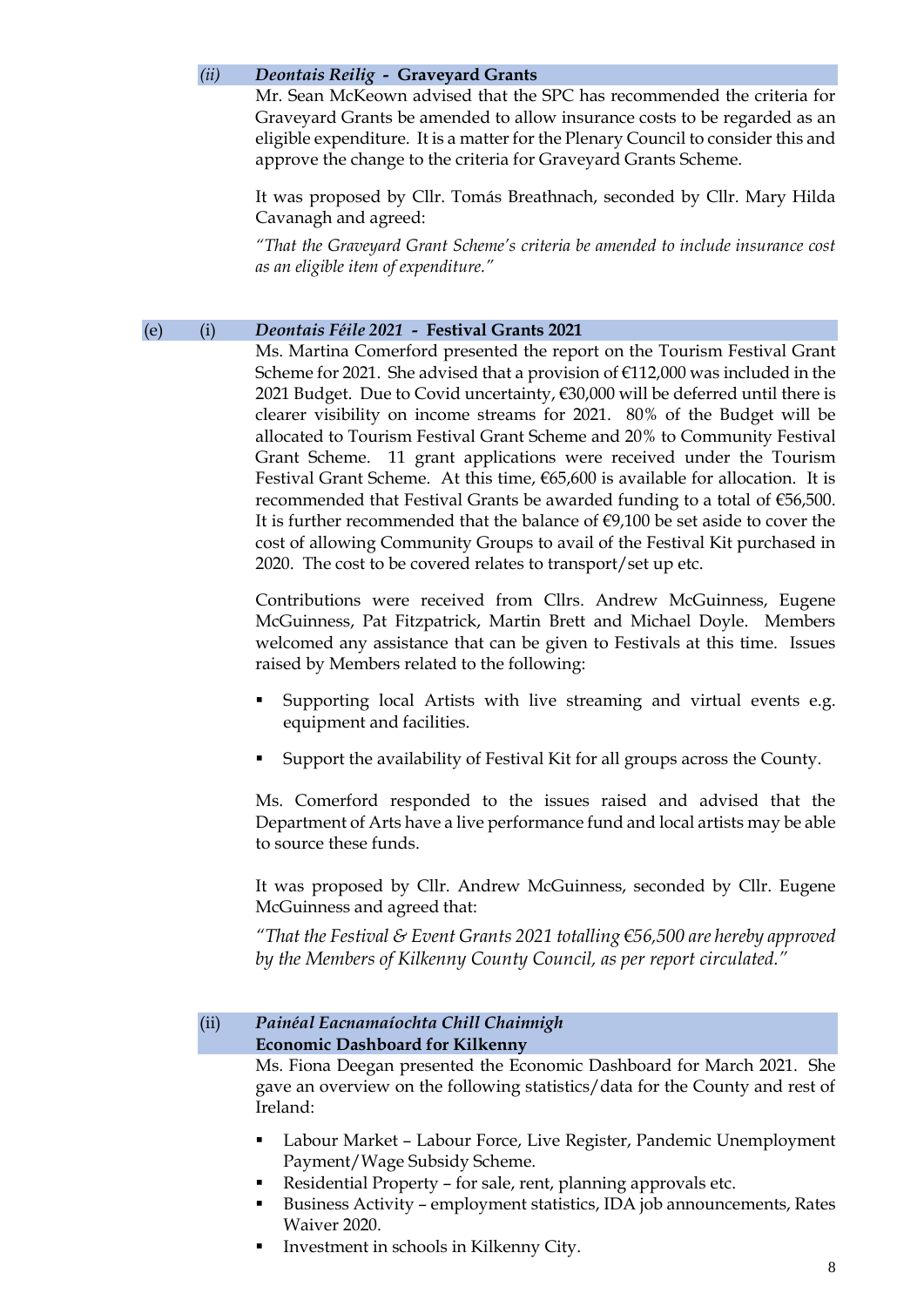*(ii)* ***Deontais Reilig* - Graveyard Grants**

Mr. Sean McKeown advised that the SPC has recommended the criteria for Graveyard Grants be amended to allow insurance costs to be regarded as an eligible expenditure. It is a matter for the Plenary Council to consider this and approve the change to the criteria for Graveyard Grants Scheme.

It was proposed by Cllr. Tomás Breathnach, seconded by Cllr. Mary Hilda Cavanagh and agreed:

*"That the Graveyard Grant Scheme's criteria be amended to include insurance cost as an eligible item of expenditure."*

(e) (i) ***Deontais Féile 2021* - Festival Grants 2021**

Ms. Martina Comerford presented the report on the Tourism Festival Grant Scheme for 2021. She advised that a provision of €112,000 was included in the 2021 Budget. Due to Covid uncertainty, €30,000 will be deferred until there is clearer visibility on income streams for 2021. 80% of the Budget will be allocated to Tourism Festival Grant Scheme and 20% to Community Festival Grant Scheme. 11 grant applications were received under the Tourism Festival Grant Scheme. At this time, €65,600 is available for allocation. It is recommended that Festival Grants be awarded funding to a total of €56,500. It is further recommended that the balance of €9,100 be set aside to cover the cost of allowing Community Groups to avail of the Festival Kit purchased in 2020. The cost to be covered relates to transport/set up etc.

Contributions were received from Cllrs. Andrew McGuinness, Eugene McGuinness, Pat Fitzpatrick, Martin Brett and Michael Doyle. Members welcomed any assistance that can be given to Festivals at this time. Issues raised by Members related to the following:

- Supporting local Artists with live streaming and virtual events e.g. equipment and facilities.
- Support the availability of Festival Kit for all groups across the County.

Ms. Comerford responded to the issues raised and advised that the Department of Arts have a live performance fund and local artists may be able to source these funds.

It was proposed by Cllr. Andrew McGuinness, seconded by Cllr. Eugene McGuinness and agreed that:

*"That the Festival & Event Grants 2021 totalling €56,500 are hereby approved by the Members of Kilkenny County Council, as per report circulated."*

(ii) ***Painéal Eacnamaíochta Chill Chainnigh***
**Economic Dashboard for Kilkenny**

Ms. Fiona Deegan presented the Economic Dashboard for March 2021. She gave an overview on the following statistics/data for the County and rest of Ireland:

- Labour Market – Labour Force, Live Register, Pandemic Unemployment Payment/Wage Subsidy Scheme.
- Residential Property – for sale, rent, planning approvals etc.
- Business Activity – employment statistics, IDA job announcements, Rates Waiver 2020.
- Investment in schools in Kilkenny City.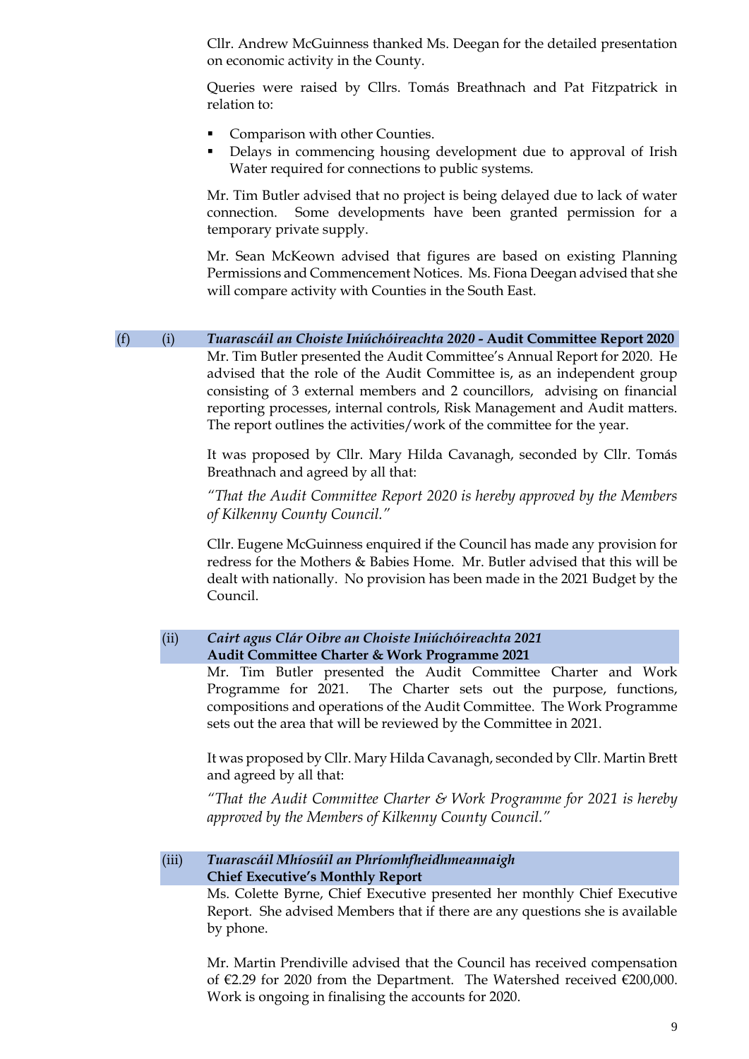Cllr. Andrew McGuinness thanked Ms. Deegan for the detailed presentation on economic activity in the County.

Queries were raised by Cllrs. Tomás Breathnach and Pat Fitzpatrick in relation to:

- Comparison with other Counties.
- Delays in commencing housing development due to approval of Irish Water required for connections to public systems.

Mr. Tim Butler advised that no project is being delayed due to lack of water connection. Some developments have been granted permission for a temporary private supply.

Mr. Sean McKeown advised that figures are based on existing Planning Permissions and Commencement Notices. Ms. Fiona Deegan advised that she will compare activity with Counties in the South East.

**(f) (i) *Tuarascáil an Choiste Iniúchóireachta 2020* - Audit Committee Report 2020**

Mr. Tim Butler presented the Audit Committee's Annual Report for 2020. He advised that the role of the Audit Committee is, as an independent group consisting of 3 external members and 2 councillors, advising on financial reporting processes, internal controls, Risk Management and Audit matters. The report outlines the activities/work of the committee for the year.

It was proposed by Cllr. Mary Hilda Cavanagh, seconded by Cllr. Tomás Breathnach and agreed by all that:

*"That the Audit Committee Report 2020 is hereby approved by the Members of Kilkenny County Council."*

Cllr. Eugene McGuinness enquired if the Council has made any provision for redress for the Mothers & Babies Home. Mr. Butler advised that this will be dealt with nationally. No provision has been made in the 2021 Budget by the Council.

**(ii) *Cairt agus Clár Oibre an Choiste Iniúchóireachta 2021***
**Audit Committee Charter & Work Programme 2021**

Mr. Tim Butler presented the Audit Committee Charter and Work Programme for 2021. The Charter sets out the purpose, functions, compositions and operations of the Audit Committee. The Work Programme sets out the area that will be reviewed by the Committee in 2021.

It was proposed by Cllr. Mary Hilda Cavanagh, seconded by Cllr. Martin Brett and agreed by all that:

*"That the Audit Committee Charter & Work Programme for 2021 is hereby approved by the Members of Kilkenny County Council."*

**(iii) *Tuarascáil Mhíosúil an Phríomhfheidhmeannaigh***
**Chief Executive's Monthly Report**

Ms. Colette Byrne, Chief Executive presented her monthly Chief Executive Report. She advised Members that if there are any questions she is available by phone.

Mr. Martin Prendiville advised that the Council has received compensation of €2.29 for 2020 from the Department. The Watershed received €200,000. Work is ongoing in finalising the accounts for 2020.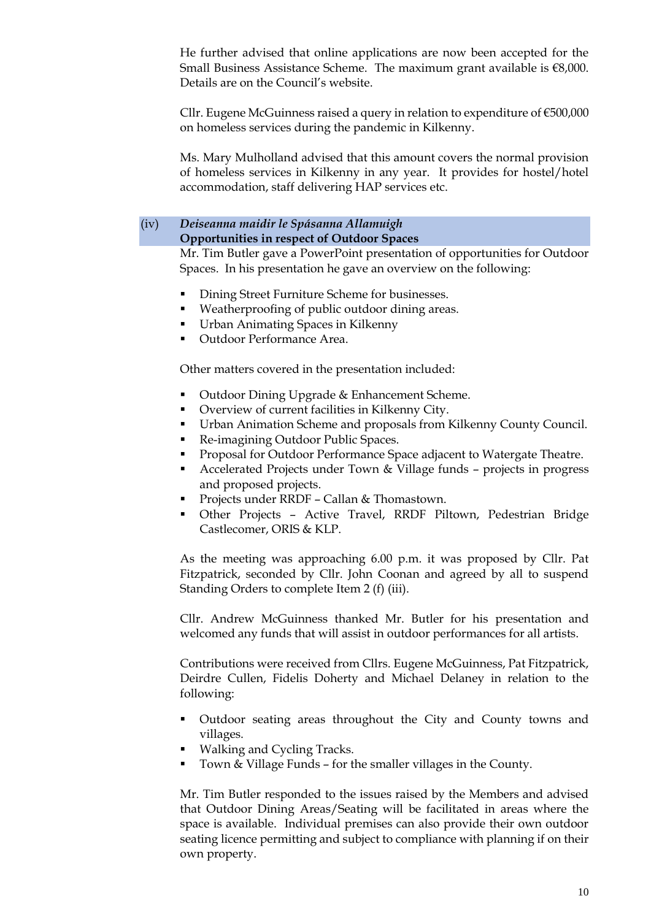He further advised that online applications are now been accepted for the Small Business Assistance Scheme. The maximum grant available is €8,000. Details are on the Council's website.

Cllr. Eugene McGuinness raised a query in relation to expenditure of €500,000 on homeless services during the pandemic in Kilkenny.

Ms. Mary Mulholland advised that this amount covers the normal provision of homeless services in Kilkenny in any year. It provides for hostel/hotel accommodation, staff delivering HAP services etc.

### (iv) *Deiseanna maidir le Spásanna Allamuigh*
### **Opportunities in respect of Outdoor Spaces**

Mr. Tim Butler gave a PowerPoint presentation of opportunities for Outdoor Spaces. In his presentation he gave an overview on the following:

- Dining Street Furniture Scheme for businesses.
- Weatherproofing of public outdoor dining areas.
- Urban Animating Spaces in Kilkenny
- Outdoor Performance Area.

Other matters covered in the presentation included:

- Outdoor Dining Upgrade & Enhancement Scheme.
- Overview of current facilities in Kilkenny City.
- Urban Animation Scheme and proposals from Kilkenny County Council.
- Re-imagining Outdoor Public Spaces.
- Proposal for Outdoor Performance Space adjacent to Watergate Theatre.
- Accelerated Projects under Town & Village funds – projects in progress and proposed projects.
- Projects under RRDF – Callan & Thomastown.
- Other Projects – Active Travel, RRDF Piltown, Pedestrian Bridge Castlecomer, ORIS & KLP.

As the meeting was approaching 6.00 p.m. it was proposed by Cllr. Pat Fitzpatrick, seconded by Cllr. John Coonan and agreed by all to suspend Standing Orders to complete Item 2 (f) (iii).

Cllr. Andrew McGuinness thanked Mr. Butler for his presentation and welcomed any funds that will assist in outdoor performances for all artists.

Contributions were received from Cllrs. Eugene McGuinness, Pat Fitzpatrick, Deirdre Cullen, Fidelis Doherty and Michael Delaney in relation to the following:

- Outdoor seating areas throughout the City and County towns and villages.
- Walking and Cycling Tracks.
- Town & Village Funds – for the smaller villages in the County.

Mr. Tim Butler responded to the issues raised by the Members and advised that Outdoor Dining Areas/Seating will be facilitated in areas where the space is available. Individual premises can also provide their own outdoor seating licence permitting and subject to compliance with planning if on their own property.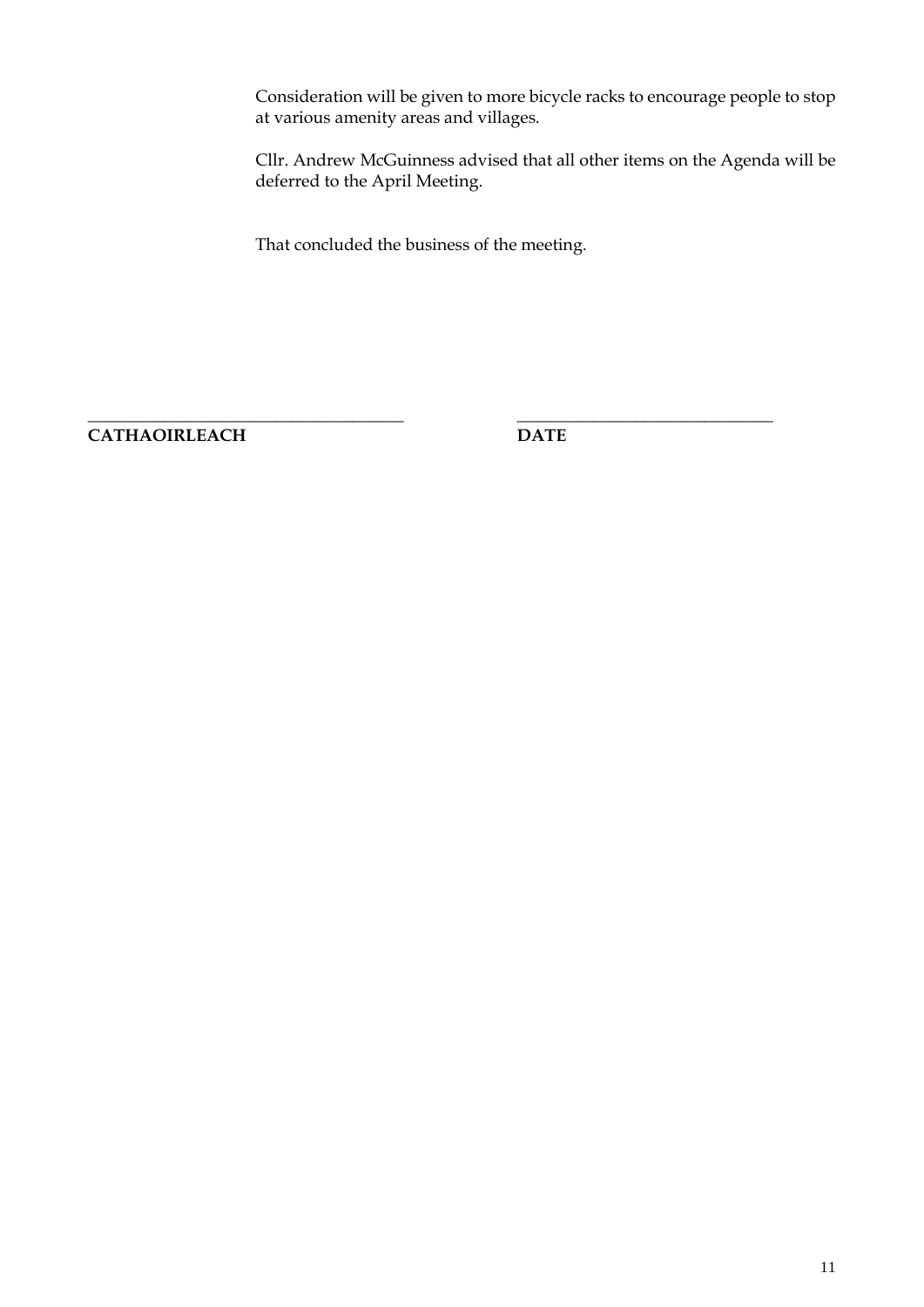Consideration will be given to more bicycle racks to encourage people to stop at various amenity areas and villages.

Cllr. Andrew McGuinness advised that all other items on the Agenda will be deferred to the April Meeting.

That concluded the business of the meeting.

\_\_\_\_\_\_\_\_\_\_\_\_\_\_\_\_\_\_\_\_\_\_\_\_\_\_\_\_\_\_\_\_\_\_\_\_\_\_ \_\_\_\_\_\_\_\_\_\_\_\_\_\_\_\_\_\_\_\_\_\_\_\_\_\_\_\_\_\_\_\_

**CATHAOIRLEACH** **DATE**